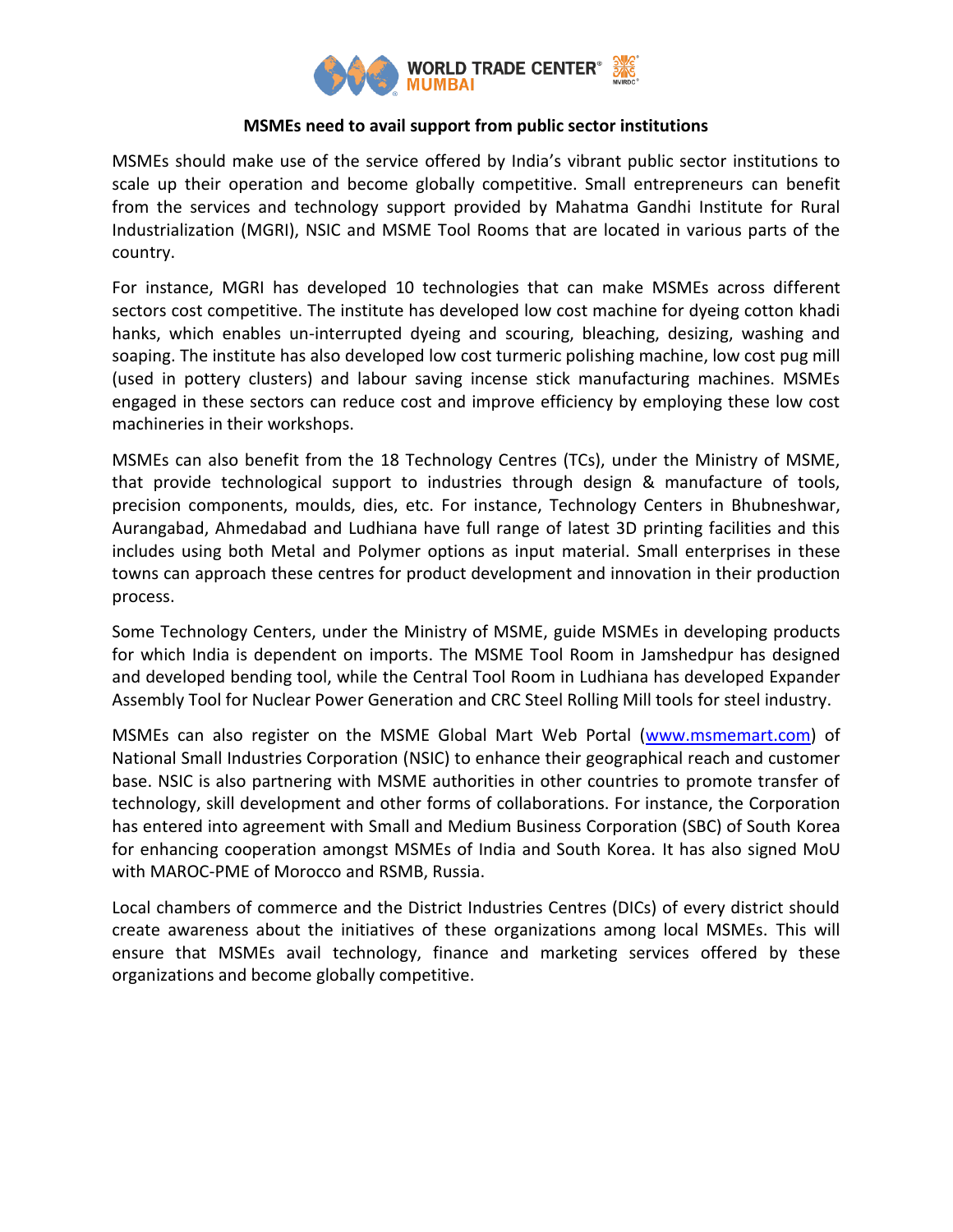**MSMEs need to avail support from public sector institutions**

MSMEs should make use of the service offered by India's vibrant public sector institutions to scale up their operation and become globally competitive. Small entrepreneurs can benefit from the services and technology support provided by Mahatma Gandhi Institute for Rural Industrialization (MGRI), NSIC and MSME Tool Rooms that are located in various parts of the country.

For instance, MGRI has developed 10 technologies that can make MSMEs across different sectors cost competitive. The institute has developed low cost machine for dyeing cotton khadi hanks, which enables un-interrupted dyeing and scouring, bleaching, desizing, washing and soaping. The institute has also developed low cost turmeric polishing machine, low cost pug mill (used in pottery clusters) and labour saving incense stick manufacturing machines. MSMEs engaged in these sectors can reduce cost and improve efficiency by employing these low cost machineries in their workshops.

MSMEs can also benefit from the 18 Technology Centres (TCs), under the Ministry of MSME, that provide technological support to industries through design & manufacture of tools, precision components, moulds, dies, etc. For instance, Technology Centers in Bhubneshwar, Aurangabad, Ahmedabad and Ludhiana have full range of latest 3D printing facilities and this includes using both Metal and Polymer options as input material. Small enterprises in these towns can approach these centres for product development and innovation in their production process.

Some Technology Centers, under the Ministry of MSME, guide MSMEs in developing products for which India is dependent on imports. The MSME Tool Room in Jamshedpur has designed and developed bending tool, while the Central Tool Room in Ludhiana has developed Expander Assembly Tool for Nuclear Power Generation and CRC Steel Rolling Mill tools for steel industry.

MSMEs can also register on the MSME Global Mart Web Portal (www.msmemart.com) of National Small Industries Corporation (NSIC) to enhance their geographical reach and customer base. NSIC is also partnering with MSME authorities in other countries to promote transfer of technology, skill development and other forms of collaborations. For instance, the Corporation has entered into agreement with Small and Medium Business Corporation (SBC) of South Korea for enhancing cooperation amongst MSMEs of India and South Korea. It has also signed MoU with MAROC-PME of Morocco and RSMB, Russia.

Local chambers of commerce and the District Industries Centres (DICs) of every district should create awareness about the initiatives of these organizations among local MSMEs. This will ensure that MSMEs avail technology, finance and marketing services offered by these organizations and become globally competitive.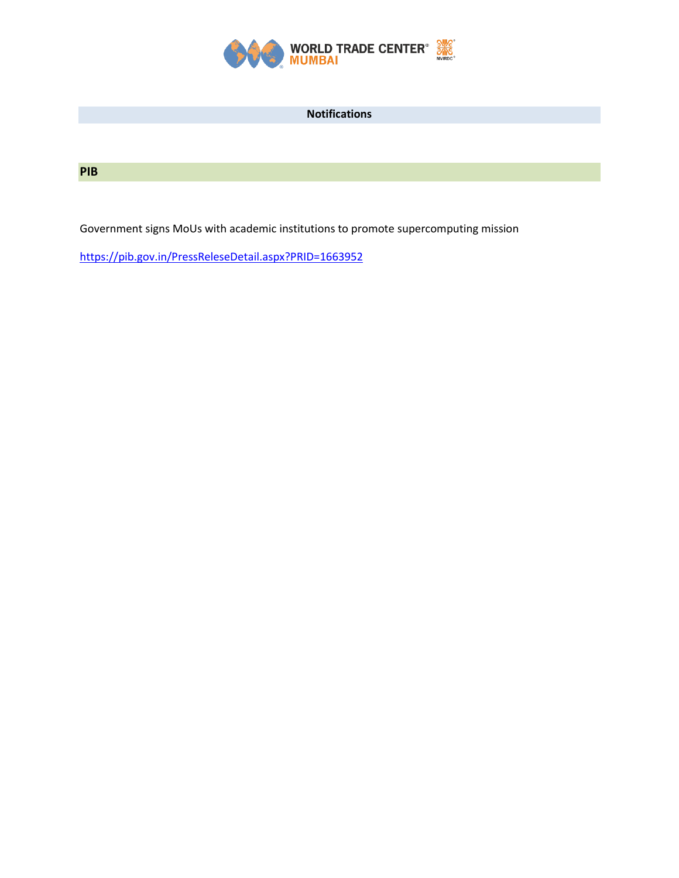## Notifications

### PIB

Government signs MoUs with academic institutions to promote supercomputing mission

https://pib.gov.in/PressReleseDetail.aspx?PRID=1663952